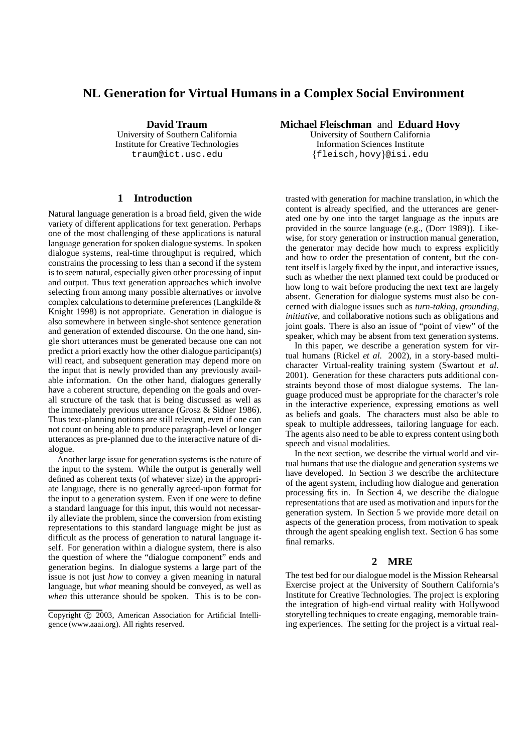# NL Generation for Virtual Humans in a Complex Social Environment

**David Traum**
University of Southern California
Institute for Creative Technologies
traum@ict.usc.edu

**Michael Fleischman** and **Eduard Hovy**
University of Southern California
Information Sciences Institute
{fleisch,hovy}@isi.edu

## 1 Introduction

Natural language generation is a broad field, given the wide variety of different applications for text generation. Perhaps one of the most challenging of these applications is natural language generation for spoken dialogue systems. In spoken dialogue systems, real-time throughput is required, which constrains the processing to less than a second if the system is to seem natural, especially given other processing of input and output. Thus text generation approaches which involve selecting from among many possible alternatives or involve complex calculations to determine preferences (Langkilde & Knight 1998) is not appropriate. Generation in dialogue is also somewhere in between single-shot sentence generation and generation of extended discourse. On the one hand, single short utterances must be generated because one can not predict a priori exactly how the other dialogue participant(s) will react, and subsequent generation may depend more on the input that is newly provided than any previously available information. On the other hand, dialogues generally have a coherent structure, depending on the goals and overall structure of the task that is being discussed as well as the immediately previous utterance (Grosz & Sidner 1986). Thus text-planning notions are still relevant, even if one can not count on being able to produce paragraph-level or longer utterances as pre-planned due to the interactive nature of dialogue.

Another large issue for generation systems is the nature of the input to the system. While the output is generally well defined as coherent texts (of whatever size) in the appropriate language, there is no generally agreed-upon format for the input to a generation system. Even if one were to define a standard language for this input, this would not necessarily alleviate the problem, since the conversion from existing representations to this standard language might be just as difficult as the process of generation to natural language itself. For generation within a dialogue system, there is also the question of where the "dialogue component" ends and generation begins. In dialogue systems a large part of the issue is not just *how* to convey a given meaning in natural language, but *what* meaning should be conveyed, as well as *when* this utterance should be spoken. This is to be contrasted with generation for machine translation, in which the content is already specified, and the utterances are generated one by one into the target language as the inputs are provided in the source language (e.g., (Dorr 1989)). Likewise, for story generation or instruction manual generation, the generator may decide how much to express explicitly and how to order the presentation of content, but the content itself is largely fixed by the input, and interactive issues, such as whether the next planned text could be produced or how long to wait before producing the next text are largely absent. Generation for dialogue systems must also be concerned with dialogue issues such as *turn-taking*, *grounding*, *initiative*, and collaborative notions such as obligations and joint goals. There is also an issue of "point of view" of the speaker, which may be absent from text generation systems.

In this paper, we describe a generation system for virtual humans (Rickel *et al.* 2002), in a story-based multi-character Virtual-reality training system (Swartout *et al.* 2001). Generation for these characters puts additional constraints beyond those of most dialogue systems. The language produced must be appropriate for the character's role in the interactive experience, expressing emotions as well as beliefs and goals. The characters must also be able to speak to multiple addressees, tailoring language for each. The agents also need to be able to express content using both speech and visual modalities.

In the next section, we describe the virtual world and virtual humans that use the dialogue and generation systems we have developed. In Section 3 we describe the architecture of the agent system, including how dialogue and generation processing fits in. In Section 4, we describe the dialogue representations that are used as motivation and inputs for the generation system. In Section 5 we provide more detail on aspects of the generation process, from motivation to speak through the agent speaking english text. Section 6 has some final remarks.

## 2 MRE

The test bed for our dialogue model is the Mission Rehearsal Exercise project at the University of Southern California's Institute for Creative Technologies. The project is exploring the integration of high-end virtual reality with Hollywood storytelling techniques to create engaging, memorable training experiences. The setting for the project is a virtual real-

Copyright © 2003, American Association for Artificial Intelligence (www.aaai.org). All rights reserved.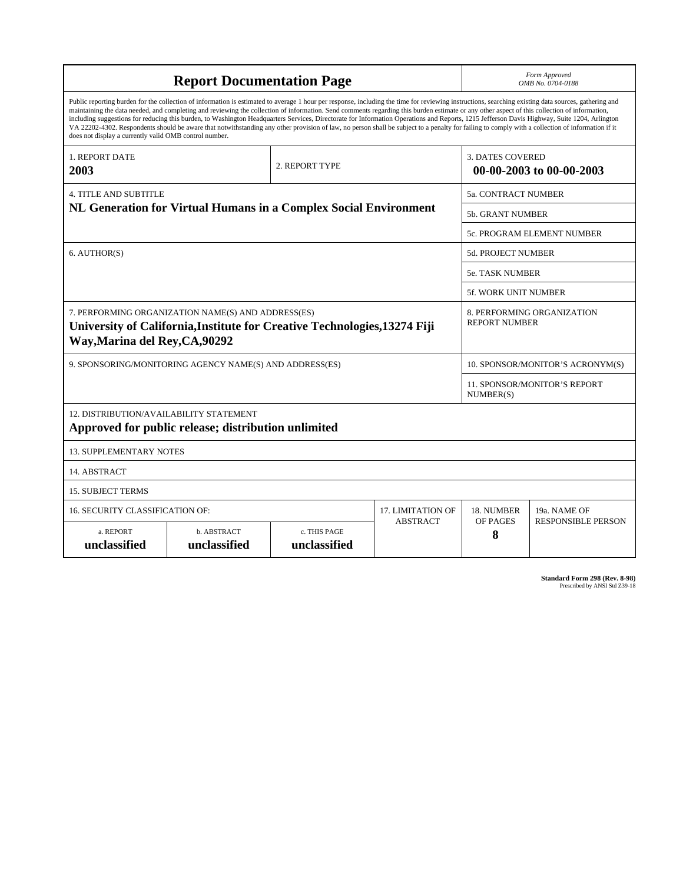# Report Documentation Page

*Form Approved*
*OMB No. 0704-0188*

Public reporting burden for the collection of information is estimated to average 1 hour per response, including the time for reviewing instructions, searching existing data sources, gathering and maintaining the data needed, and completing and reviewing the collection of information. Send comments regarding this burden estimate or any other aspect of this collection of information, including suggestions for reducing this burden, to Washington Headquarters Services, Directorate for Information Operations and Reports, 1215 Jefferson Davis Highway, Suite 1204, Arlington VA 22202-4302. Respondents should be aware that notwithstanding any other provision of law, no person shall be subject to a penalty for failing to comply with a collection of information if it does not display a currently valid OMB control number.

| 1. REPORT DATE | 2. REPORT TYPE | 3. DATES COVERED |
|---|---|---|
| **2003** | | **00-00-2003 to 00-00-2003** |

| 4. TITLE AND SUBTITLE | 5a. CONTRACT NUMBER |
|---|---|
| **NL Generation for Virtual Humans in a Complex Social Environment** | 5b. GRANT NUMBER |
| | 5c. PROGRAM ELEMENT NUMBER |
| 6. AUTHOR(S) | 5d. PROJECT NUMBER |
| | 5e. TASK NUMBER |
| | 5f. WORK UNIT NUMBER |
| 7. PERFORMING ORGANIZATION NAME(S) AND ADDRESS(ES) **University of California,Institute for Creative Technologies,13274 Fiji Way,Marina del Rey,CA,90292** | 8. PERFORMING ORGANIZATION REPORT NUMBER |
| 9. SPONSORING/MONITORING AGENCY NAME(S) AND ADDRESS(ES) | 10. SPONSOR/MONITOR'S ACRONYM(S) |
| | 11. SPONSOR/MONITOR'S REPORT NUMBER(S) |

12. DISTRIBUTION/AVAILABILITY STATEMENT
**Approved for public release; distribution unlimited**

13. SUPPLEMENTARY NOTES

14. ABSTRACT

15. SUBJECT TERMS

| 16. SECURITY CLASSIFICATION OF: | | | 17. LIMITATION OF ABSTRACT | 18. NUMBER OF PAGES | 19a. NAME OF RESPONSIBLE PERSON |
|---|---|---|---|---|---|
| a. REPORT | b. ABSTRACT | c. THIS PAGE | | | |
| **unclassified** | **unclassified** | **unclassified** | | **8** | |

**Standard Form 298 (Rev. 8-98)**
Prescribed by ANSI Std Z39-18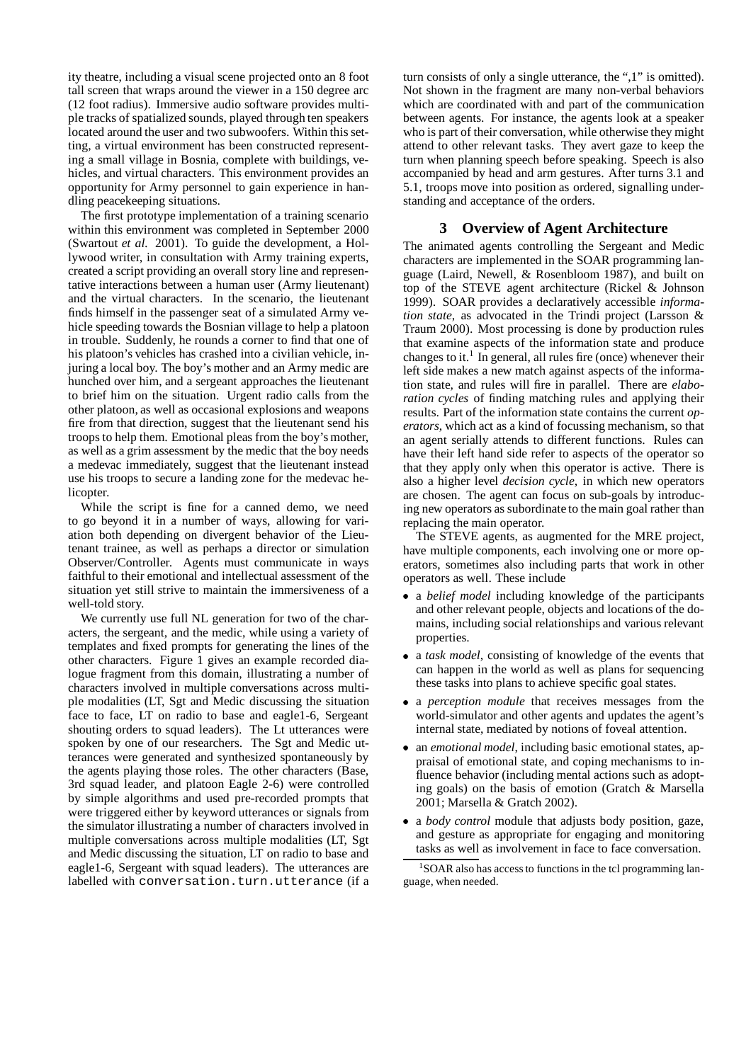ity theatre, including a visual scene projected onto an 8 foot tall screen that wraps around the viewer in a 150 degree arc (12 foot radius). Immersive audio software provides multiple tracks of spatialized sounds, played through ten speakers located around the user and two subwoofers. Within this setting, a virtual environment has been constructed representing a small village in Bosnia, complete with buildings, vehicles, and virtual characters. This environment provides an opportunity for Army personnel to gain experience in handling peacekeeping situations.

The first prototype implementation of a training scenario within this environment was completed in September 2000 (Swartout *et al.* 2001). To guide the development, a Hollywood writer, in consultation with Army training experts, created a script providing an overall story line and representative interactions between a human user (Army lieutenant) and the virtual characters. In the scenario, the lieutenant finds himself in the passenger seat of a simulated Army vehicle speeding towards the Bosnian village to help a platoon in trouble. Suddenly, he rounds a corner to find that one of his platoon's vehicles has crashed into a civilian vehicle, injuring a local boy. The boy's mother and an Army medic are hunched over him, and a sergeant approaches the lieutenant to brief him on the situation. Urgent radio calls from the other platoon, as well as occasional explosions and weapons fire from that direction, suggest that the lieutenant send his troops to help them. Emotional pleas from the boy's mother, as well as a grim assessment by the medic that the boy needs a medevac immediately, suggest that the lieutenant instead use his troops to secure a landing zone for the medevac helicopter.

While the script is fine for a canned demo, we need to go beyond it in a number of ways, allowing for variation both depending on divergent behavior of the Lieutenant trainee, as well as perhaps a director or simulation Observer/Controller. Agents must communicate in ways faithful to their emotional and intellectual assessment of the situation yet still strive to maintain the immersiveness of a well-told story.

We currently use full NL generation for two of the characters, the sergeant, and the medic, while using a variety of templates and fixed prompts for generating the lines of the other characters. Figure 1 gives an example recorded dialogue fragment from this domain, illustrating a number of characters involved in multiple conversations across multiple modalities (LT, Sgt and Medic discussing the situation face to face, LT on radio to base and eagle1-6, Sergeant shouting orders to squad leaders). The Lt utterances were spoken by one of our researchers. The Sgt and Medic utterances were generated and synthesized spontaneously by the agents playing those roles. The other characters (Base, 3rd squad leader, and platoon Eagle 2-6) were controlled by simple algorithms and used pre-recorded prompts that were triggered either by keyword utterances or signals from the simulator illustrating a number of characters involved in multiple conversations across multiple modalities (LT, Sgt and Medic discussing the situation, LT on radio to base and eagle1-6, Sergeant with squad leaders). The utterances are labelled with `conversation.turn.utterance` (if a turn consists of only a single utterance, the ",1" is omitted). Not shown in the fragment are many non-verbal behaviors which are coordinated with and part of the communication between agents. For instance, the agents look at a speaker who is part of their conversation, while otherwise they might attend to other relevant tasks. They avert gaze to keep the turn when planning speech before speaking. Speech is also accompanied by head and arm gestures. After turns 3.1 and 5.1, troops move into position as ordered, signalling understanding and acceptance of the orders.

## 3 Overview of Agent Architecture

The animated agents controlling the Sergeant and Medic characters are implemented in the SOAR programming language (Laird, Newell, & Rosenbloom 1987), and built on top of the STEVE agent architecture (Rickel & Johnson 1999). SOAR provides a declaratively accessible *information state*, as advocated in the Trindi project (Larsson & Traum 2000). Most processing is done by production rules that examine aspects of the information state and produce changes to it.[1] In general, all rules fire (once) whenever their left side makes a new match against aspects of the information state, and rules will fire in parallel. There are *elaboration cycles* of finding matching rules and applying their results. Part of the information state contains the current *operators*, which act as a kind of focussing mechanism, so that an agent serially attends to different functions. Rules can have their left hand side refer to aspects of the operator so that they apply only when this operator is active. There is also a higher level *decision cycle*, in which new operators are chosen. The agent can focus on sub-goals by introducing new operators as subordinate to the main goal rather than replacing the main operator.

The STEVE agents, as augmented for the MRE project, have multiple components, each involving one or more operators, sometimes also including parts that work in other operators as well. These include

- a *belief model* including knowledge of the participants and other relevant people, objects and locations of the domains, including social relationships and various relevant properties.
- a *task model*, consisting of knowledge of the events that can happen in the world as well as plans for sequencing these tasks into plans to achieve specific goal states.
- a *perception module* that receives messages from the world-simulator and other agents and updates the agent's internal state, mediated by notions of foveal attention.
- an *emotional model*, including basic emotional states, appraisal of emotional state, and coping mechanisms to influence behavior (including mental actions such as adopting goals) on the basis of emotion (Gratch & Marsella 2001; Marsella & Gratch 2002).
- a *body control* module that adjusts body position, gaze, and gesture as appropriate for engaging and monitoring tasks as well as involvement in face to face conversation.

[1] SOAR also has access to functions in the tcl programming language, when needed.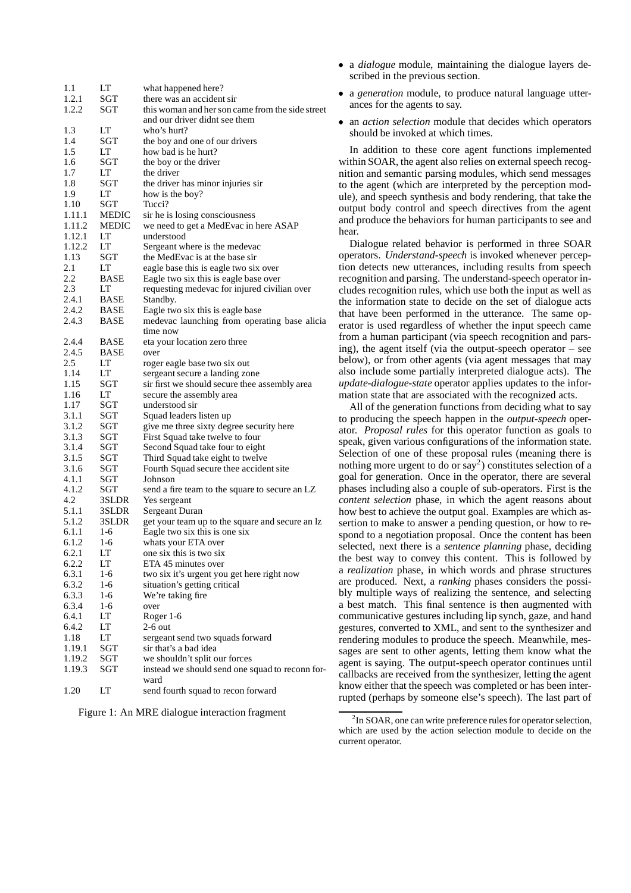| | | |
|---|---|---|
| 1.1 | LT | what happened here? |
| 1.2.1 | SGT | there was an accident sir |
| 1.2.2 | SGT | this woman and her son came from the side street and our driver didnt see them |
| 1.3 | LT | who's hurt? |
| 1.4 | SGT | the boy and one of our drivers |
| 1.5 | LT | how bad is he hurt? |
| 1.6 | SGT | the boy or the driver |
| 1.7 | LT | the driver |
| 1.8 | SGT | the driver has minor injuries sir |
| 1.9 | LT | how is the boy? |
| 1.10 | SGT | Tucci? |
| 1.11.1 | MEDIC | sir he is losing consciousness |
| 1.11.2 | MEDIC | we need to get a MedEvac in here ASAP |
| 1.12.1 | LT | understood |
| 1.12.2 | LT | Sergeant where is the medevac |
| 1.13 | SGT | the MedEvac is at the base sir |
| 2.1 | LT | eagle base this is eagle two six over |
| 2.2 | BASE | Eagle two six this is eagle base over |
| 2.3 | LT | requesting medevac for injured civilian over |
| 2.4.1 | BASE | Standby. |
| 2.4.2 | BASE | Eagle two six this is eagle base |
| 2.4.3 | BASE | medevac launching from operating base alicia time now |
| 2.4.4 | BASE | eta your location zero three |
| 2.4.5 | BASE | over |
| 2.5 | LT | roger eagle base two six out |
| 1.14 | LT | sergeant secure a landing zone |
| 1.15 | SGT | sir first we should secure thee assembly area |
| 1.16 | LT | secure the assembly area |
| 1.17 | SGT | understood sir |
| 3.1.1 | SGT | Squad leaders listen up |
| 3.1.2 | SGT | give me three sixty degree security here |
| 3.1.3 | SGT | First Squad take twelve to four |
| 3.1.4 | SGT | Second Squad take four to eight |
| 3.1.5 | SGT | Third Squad take eight to twelve |
| 3.1.6 | SGT | Fourth Squad secure thee accident site |
| 4.1.1 | SGT | Johnson |
| 4.1.2 | SGT | send a fire team to the square to secure an LZ |
| 4.2 | 3SLDR | Yes sergeant |
| 5.1.1 | 3SLDR | Sergeant Duran |
| 5.1.2 | 3SLDR | get your team up to the square and secure an lz |
| 6.1.1 | 1-6 | Eagle two six this is one six |
| 6.1.2 | 1-6 | whats your ETA over |
| 6.2.1 | LT | one six this is two six |
| 6.2.2 | LT | ETA 45 minutes over |
| 6.3.1 | 1-6 | two six it's urgent you get here right now |
| 6.3.2 | 1-6 | situation's getting critical |
| 6.3.3 | 1-6 | We're taking fire |
| 6.3.4 | 1-6 | over |
| 6.4.1 | LT | Roger 1-6 |
| 6.4.2 | LT | 2-6 out |
| 1.18 | LT | sergeant send two squads forward |
| 1.19.1 | SGT | sir that's a bad idea |
| 1.19.2 | SGT | we shouldn't split our forces |
| 1.19.3 | SGT | instead we should send one squad to reconn forward |
| 1.20 | LT | send fourth squad to recon forward |

Figure 1: An MRE dialogue interaction fragment

- a *dialogue* module, maintaining the dialogue layers described in the previous section.
- a *generation* module, to produce natural language utterances for the agents to say.
- an *action selection* module that decides which operators should be invoked at which times.

In addition to these core agent functions implemented within SOAR, the agent also relies on external speech recognition and semantic parsing modules, which send messages to the agent (which are interpreted by the perception module), and speech synthesis and body rendering, that take the output body control and speech directives from the agent and produce the behaviors for human participants to see and hear.

Dialogue related behavior is performed in three SOAR operators. *Understand-speech* is invoked whenever perception detects new utterances, including results from speech recognition and parsing. The understand-speech operator includes recognition rules, which use both the input as well as the information state to decide on the set of dialogue acts that have been performed in the utterance. The same operator is used regardless of whether the input speech came from a human participant (via speech recognition and parsing), the agent itself (via the output-speech operator – see below), or from other agents (via agent messages that may also include some partially interpreted dialogue acts). The *update-dialogue-state* operator applies updates to the information state that are associated with the recognized acts.

All of the generation functions from deciding what to say to producing the speech happen in the *output-speech* operator. *Proposal rules* for this operator function as goals to speak, given various configurations of the information state. Selection of one of these proposal rules (meaning there is nothing more urgent to do or say[2]) constitutes selection of a goal for generation. Once in the operator, there are several phases including also a couple of sub-operators. First is the *content selection* phase, in which the agent reasons about how best to achieve the output goal. Examples are which assertion to make to answer a pending question, or how to respond to a negotiation proposal. Once the content has been selected, next there is a *sentence planning* phase, deciding the best way to convey this content. This is followed by a *realization* phase, in which words and phrase structures are produced. Next, a *ranking* phases considers the possibly multiple ways of realizing the sentence, and selecting a best match. This final sentence is then augmented with communicative gestures including lip synch, gaze, and hand gestures, converted to XML, and sent to the synthesizer and rendering modules to produce the speech. Meanwhile, messages are sent to other agents, letting them know what the agent is saying. The output-speech operator continues until callbacks are received from the synthesizer, letting the agent know either that the speech was completed or has been interrupted (perhaps by someone else's speech). The last part of

[2] In SOAR, one can write preference rules for operator selection, which are used by the action selection module to decide on the current operator.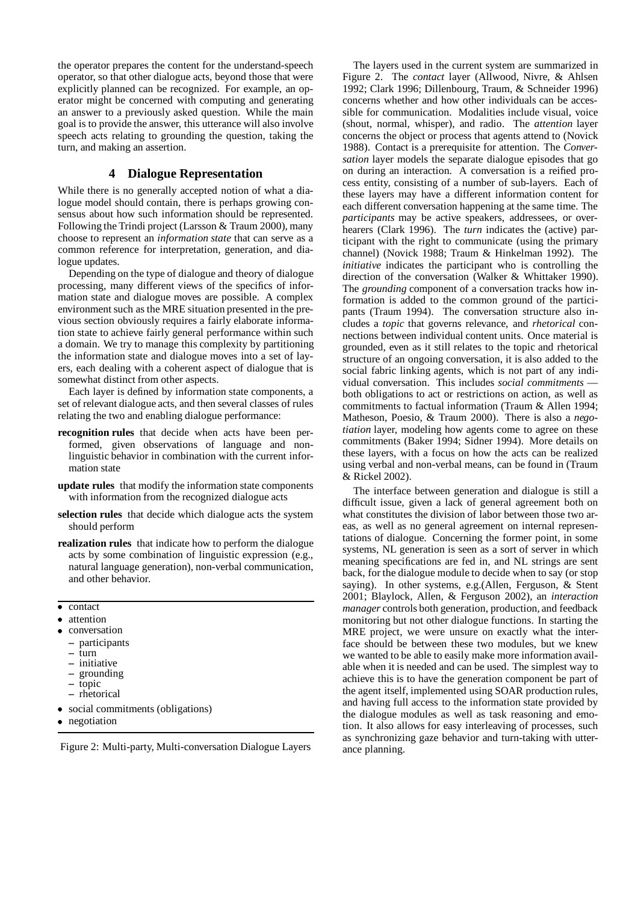the operator prepares the content for the understand-speech operator, so that other dialogue acts, beyond those that were explicitly planned can be recognized. For example, an operator might be concerned with computing and generating an answer to a previously asked question. While the main goal is to provide the answer, this utterance will also involve speech acts relating to grounding the question, taking the turn, and making an assertion.

## 4 Dialogue Representation

While there is no generally accepted notion of what a dialogue model should contain, there is perhaps growing consensus about how such information should be represented. Following the Trindi project (Larsson & Traum 2000), many choose to represent an *information state* that can serve as a common reference for interpretation, generation, and dialogue updates.

Depending on the type of dialogue and theory of dialogue processing, many different views of the specifics of information state and dialogue moves are possible. A complex environment such as the MRE situation presented in the previous section obviously requires a fairly elaborate information state to achieve fairly general performance within such a domain. We try to manage this complexity by partitioning the information state and dialogue moves into a set of layers, each dealing with a coherent aspect of dialogue that is somewhat distinct from other aspects.

Each layer is defined by information state components, a set of relevant dialogue acts, and then several classes of rules relating the two and enabling dialogue performance:

- **recognition rules** that decide when acts have been performed, given observations of language and non-linguistic behavior in combination with the current information state
- **update rules** that modify the information state components with information from the recognized dialogue acts
- **selection rules** that decide which dialogue acts the system should perform
- **realization rules** that indicate how to perform the dialogue acts by some combination of linguistic expression (e.g., natural language generation), non-verbal communication, and other behavior.

- contact
- attention
- conversation
  - participants
  - turn
  - initiative
  - grounding
  - topic
  - rhetorical
- social commitments (obligations)
- negotiation

Figure 2: Multi-party, Multi-conversation Dialogue Layers

The layers used in the current system are summarized in Figure 2. The *contact* layer (Allwood, Nivre, & Ahlsen 1992; Clark 1996; Dillenbourg, Traum, & Schneider 1996) concerns whether and how other individuals can be accessible for communication. Modalities include visual, voice (shout, normal, whisper), and radio. The *attention* layer concerns the object or process that agents attend to (Novick 1988). Contact is a prerequisite for attention. The *Conversation* layer models the separate dialogue episodes that go on during an interaction. A conversation is a reified process entity, consisting of a number of sub-layers. Each of these layers may have a different information content for each different conversation happening at the same time. The *participants* may be active speakers, addressees, or overhearers (Clark 1996). The *turn* indicates the (active) participant with the right to communicate (using the primary channel) (Novick 1988; Traum & Hinkelman 1992). The *initiative* indicates the participant who is controlling the direction of the conversation (Walker & Whittaker 1990). The *grounding* component of a conversation tracks how information is added to the common ground of the participants (Traum 1994). The conversation structure also includes a *topic* that governs relevance, and *rhetorical* connections between individual content units. Once material is grounded, even as it still relates to the topic and rhetorical structure of an ongoing conversation, it is also added to the social fabric linking agents, which is not part of any individual conversation. This includes *social commitments* — both obligations to act or restrictions on action, as well as commitments to factual information (Traum & Allen 1994; Matheson, Poesio, & Traum 2000). There is also a *negotiation* layer, modeling how agents come to agree on these commitments (Baker 1994; Sidner 1994). More details on these layers, with a focus on how the acts can be realized using verbal and non-verbal means, can be found in (Traum & Rickel 2002).

The interface between generation and dialogue is still a difficult issue, given a lack of general agreement both on what constitutes the division of labor between those two areas, as well as no general agreement on internal representations of dialogue. Concerning the former point, in some systems, NL generation is seen as a sort of server in which meaning specifications are fed in, and NL strings are sent back, for the dialogue module to decide when to say (or stop saying). In other systems, e.g.(Allen, Ferguson, & Stent 2001; Blaylock, Allen, & Ferguson 2002), an *interaction manager* controls both generation, production, and feedback monitoring but not other dialogue functions. In starting the MRE project, we were unsure on exactly what the interface should be between these two modules, but we knew we wanted to be able to easily make more information available when it is needed and can be used. The simplest way to achieve this is to have the generation component be part of the agent itself, implemented using SOAR production rules, and having full access to the information state provided by the dialogue modules as well as task reasoning and emotion. It also allows for easy interleaving of processes, such as synchronizing gaze behavior and turn-taking with utterance planning.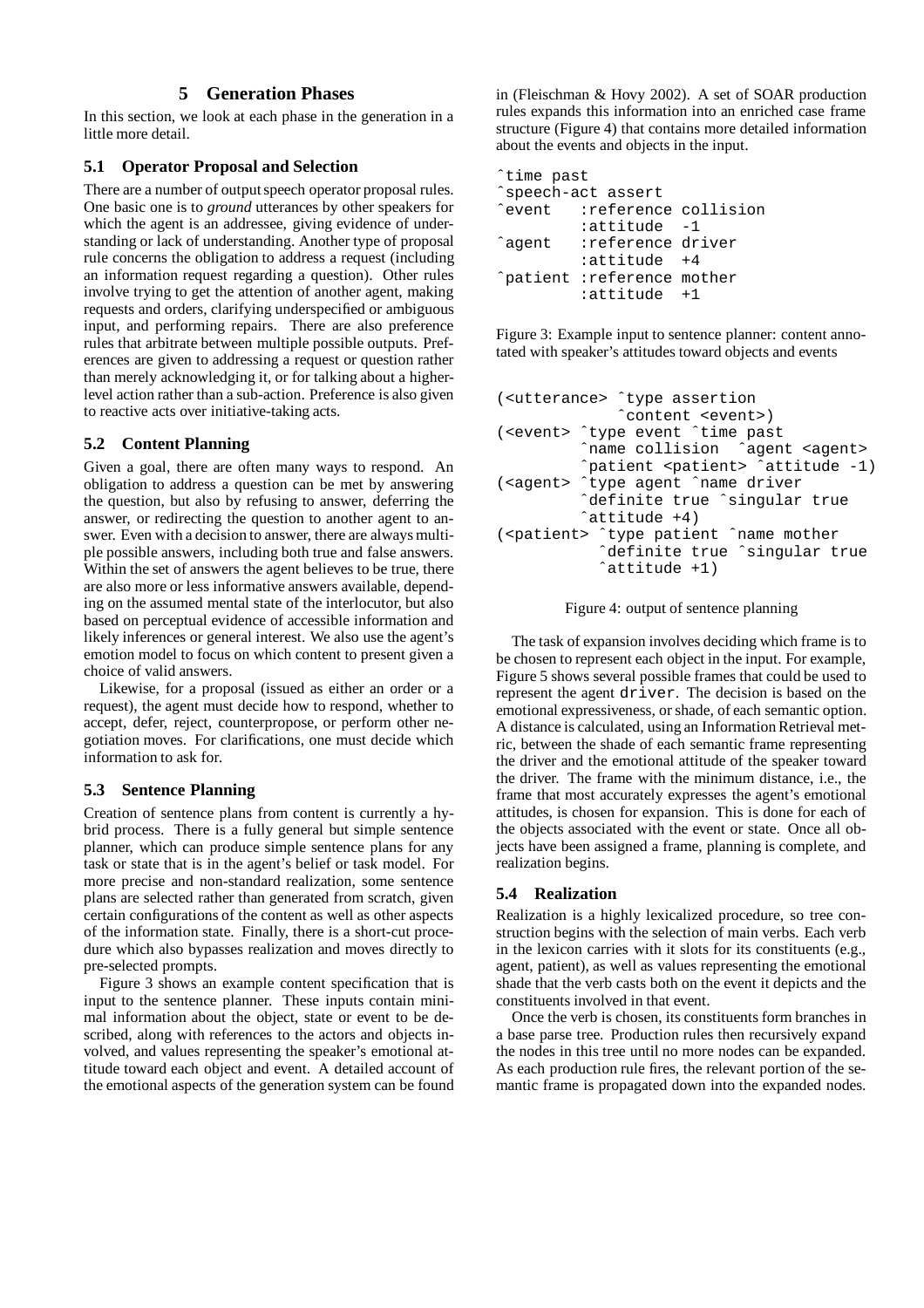# 5 Generation Phases

In this section, we look at each phase in the generation in a little more detail.

## 5.1 Operator Proposal and Selection

There are a number of output speech operator proposal rules. One basic one is to *ground* utterances by other speakers for which the agent is an addressee, giving evidence of understanding or lack of understanding. Another type of proposal rule concerns the obligation to address a request (including an information request regarding a question). Other rules involve trying to get the attention of another agent, making requests and orders, clarifying underspecified or ambiguous input, and performing repairs. There are also preference rules that arbitrate between multiple possible outputs. Preferences are given to addressing a request or question rather than merely acknowledging it, or for talking about a higher-level action rather than a sub-action. Preference is also given to reactive acts over initiative-taking acts.

## 5.2 Content Planning

Given a goal, there are often many ways to respond. An obligation to address a question can be met by answering the question, but also by refusing to answer, deferring the answer, or redirecting the question to another agent to answer. Even with a decision to answer, there are always multiple possible answers, including both true and false answers. Within the set of answers the agent believes to be true, there are also more or less informative answers available, depending on the assumed mental state of the interlocutor, but also based on perceptual evidence of accessible information and likely inferences or general interest. We also use the agent's emotion model to focus on which content to present given a choice of valid answers.

Likewise, for a proposal (issued as either an order or a request), the agent must decide how to respond, whether to accept, defer, reject, counterpropose, or perform other negotiation moves. For clarifications, one must decide which information to ask for.

## 5.3 Sentence Planning

Creation of sentence plans from content is currently a hybrid process. There is a fully general but simple sentence planner, which can produce simple sentence plans for any task or state that is in the agent's belief or task model. For more precise and non-standard realization, some sentence plans are selected rather than generated from scratch, given certain configurations of the content as well as other aspects of the information state. Finally, there is a short-cut procedure which also bypasses realization and moves directly to pre-selected prompts.

Figure 3 shows an example content specification that is input to the sentence planner. These inputs contain minimal information about the object, state or event to be described, along with references to the actors and objects involved, and values representing the speaker's emotional attitude toward each object and event. A detailed account of the emotional aspects of the generation system can be found in (Fleischman & Hovy 2002). A set of SOAR production rules expands this information into an enriched case frame structure (Figure 4) that contains more detailed information about the events and objects in the input.

```
^time past
^speech-act assert
^event   :reference collision
         :attitude  -1
^agent   :reference driver
         :attitude  +4
^patient :reference mother
         :attitude  +1
```

Figure 3: Example input to sentence planner: content annotated with speaker's attitudes toward objects and events

```
(<utterance> ^type assertion
             ^content <event>)
(<event> ^type event ^time past
         ^name collision  ^agent <agent>
         ^patient <patient> ^attitude -1)
(<agent> ^type agent ^name driver
         ^definite true ^singular true
         ^attitude +4)
(<patient> ^type patient ^name mother
           ^definite true ^singular true
           ^attitude +1)
```

Figure 4: output of sentence planning

The task of expansion involves deciding which frame is to be chosen to represent each object in the input. For example, Figure 5 shows several possible frames that could be used to represent the agent `driver`. The decision is based on the emotional expressiveness, or shade, of each semantic option. A distance is calculated, using an Information Retrieval metric, between the shade of each semantic frame representing the driver and the emotional attitude of the speaker toward the driver. The frame with the minimum distance, i.e., the frame that most accurately expresses the agent's emotional attitudes, is chosen for expansion. This is done for each of the objects associated with the event or state. Once all objects have been assigned a frame, planning is complete, and realization begins.

## 5.4 Realization

Realization is a highly lexicalized procedure, so tree construction begins with the selection of main verbs. Each verb in the lexicon carries with it slots for its constituents (e.g., agent, patient), as well as values representing the emotional shade that the verb casts both on the event it depicts and the constituents involved in that event.

Once the verb is chosen, its constituents form branches in a base parse tree. Production rules then recursively expand the nodes in this tree until no more nodes can be expanded. As each production rule fires, the relevant portion of the semantic frame is propagated down into the expanded nodes.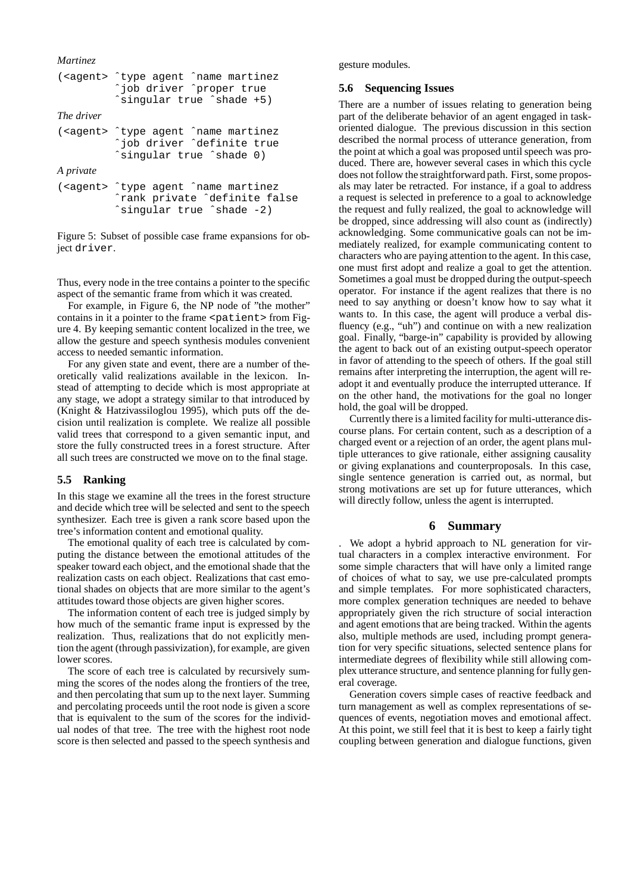*Martinez*

```
(<agent> ^type agent ^name martinez
         ^job driver ^proper true
         ^singular true ^shade +5)
```

*The driver*

```
(<agent> ^type agent ^name martinez
         ^job driver ^definite true
         ^singular true ^shade 0)
```

*A private*

```
(<agent> ^type agent ^name martinez
         ^rank private ^definite false
         ^singular true ^shade -2)
```

Figure 5: Subset of possible case frame expansions for object `driver`.

Thus, every node in the tree contains a pointer to the specific aspect of the semantic frame from which it was created.

For example, in Figure 6, the NP node of "the mother" contains in it a pointer to the frame `<patient>` from Figure 4. By keeping semantic content localized in the tree, we allow the gesture and speech synthesis modules convenient access to needed semantic information.

For any given state and event, there are a number of theoretically valid realizations available in the lexicon. Instead of attempting to decide which is most appropriate at any stage, we adopt a strategy similar to that introduced by (Knight & Hatzivassiloglou 1995), which puts off the decision until realization is complete. We realize all possible valid trees that correspond to a given semantic input, and store the fully constructed trees in a forest structure. After all such trees are constructed we move on to the final stage.

### 5.5 Ranking

In this stage we examine all the trees in the forest structure and decide which tree will be selected and sent to the speech synthesizer. Each tree is given a rank score based upon the tree's information content and emotional quality.

The emotional quality of each tree is calculated by computing the distance between the emotional attitudes of the speaker toward each object, and the emotional shade that the realization casts on each object. Realizations that cast emotional shades on objects that are more similar to the agent's attitudes toward those objects are given higher scores.

The information content of each tree is judged simply by how much of the semantic frame input is expressed by the realization. Thus, realizations that do not explicitly mention the agent (through passivization), for example, are given lower scores.

The score of each tree is calculated by recursively summing the scores of the nodes along the frontiers of the tree, and then percolating that sum up to the next layer. Summing and percolating proceeds until the root node is given a score that is equivalent to the sum of the scores for the individual nodes of that tree. The tree with the highest root node score is then selected and passed to the speech synthesis and gesture modules.

### 5.6 Sequencing Issues

There are a number of issues relating to generation being part of the deliberate behavior of an agent engaged in task-oriented dialogue. The previous discussion in this section described the normal process of utterance generation, from the point at which a goal was proposed until speech was produced. There are, however several cases in which this cycle does not follow the straightforward path. First, some proposals may later be retracted. For instance, if a goal to address a request is selected in preference to a goal to acknowledge the request and fully realized, the goal to acknowledge will be dropped, since addressing will also count as (indirectly) acknowledging. Some communicative goals can not be immediately realized, for example communicating content to characters who are paying attention to the agent. In this case, one must first adopt and realize a goal to get the attention. Sometimes a goal must be dropped during the output-speech operator. For instance if the agent realizes that there is no need to say anything or doesn't know how to say what it wants to. In this case, the agent will produce a verbal disfluency (e.g., "uh") and continue on with a new realization goal. Finally, "barge-in" capability is provided by allowing the agent to back out of an existing output-speech operator in favor of attending to the speech of others. If the goal still remains after interpreting the interruption, the agent will readopt it and eventually produce the interrupted utterance. If on the other hand, the motivations for the goal no longer hold, the goal will be dropped.

Currently there is a limited facility for multi-utterance discourse plans. For certain content, such as a description of a charged event or a rejection of an order, the agent plans multiple utterances to give rationale, either assigning causality or giving explanations and counterproposals. In this case, single sentence generation is carried out, as normal, but strong motivations are set up for future utterances, which will directly follow, unless the agent is interrupted.

## 6 Summary

. We adopt a hybrid approach to NL generation for virtual characters in a complex interactive environment. For some simple characters that will have only a limited range of choices of what to say, we use pre-calculated prompts and simple templates. For more sophisticated characters, more complex generation techniques are needed to behave appropriately given the rich structure of social interaction and agent emotions that are being tracked. Within the agents also, multiple methods are used, including prompt generation for very specific situations, selected sentence plans for intermediate degrees of flexibility while still allowing complex utterance structure, and sentence planning for fully general coverage.

Generation covers simple cases of reactive feedback and turn management as well as complex representations of sequences of events, negotiation moves and emotional affect. At this point, we still feel that it is best to keep a fairly tight coupling between generation and dialogue functions, given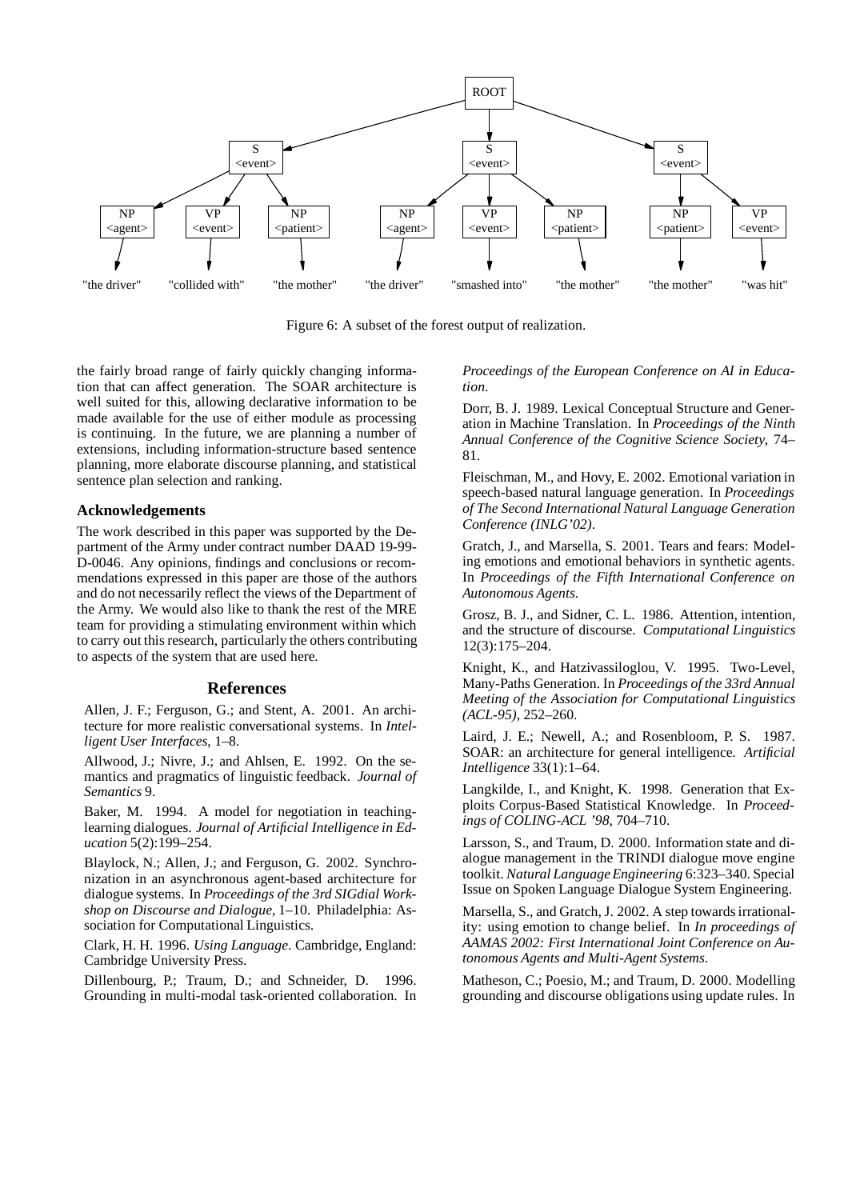Figure 6: A subset of the forest output of realization.

the fairly broad range of fairly quickly changing information that can affect generation. The SOAR architecture is well suited for this, allowing declarative information to be made available for the use of either module as processing is continuing. In the future, we are planning a number of extensions, including information-structure based sentence planning, more elaborate discourse planning, and statistical sentence plan selection and ranking.

### Acknowledgements

The work described in this paper was supported by the Department of the Army under contract number DAAD 19-99-D-0046. Any opinions, findings and conclusions or recommendations expressed in this paper are those of the authors and do not necessarily reflect the views of the Department of the Army. We would also like to thank the rest of the MRE team for providing a stimulating environment within which to carry out this research, particularly the others contributing to aspects of the system that are used here.

## References

Allen, J. F.; Ferguson, G.; and Stent, A. 2001. An architecture for more realistic conversational systems. In *Intelligent User Interfaces*, 1–8.

Allwood, J.; Nivre, J.; and Ahlsen, E. 1992. On the semantics and pragmatics of linguistic feedback. *Journal of Semantics* 9.

Baker, M. 1994. A model for negotiation in teaching-learning dialogues. *Journal of Artificial Intelligence in Education* 5(2):199–254.

Blaylock, N.; Allen, J.; and Ferguson, G. 2002. Synchronization in an asynchronous agent-based architecture for dialogue systems. In *Proceedings of the 3rd SIGdial Workshop on Discourse and Dialogue*, 1–10. Philadelphia: Association for Computational Linguistics.

Clark, H. H. 1996. *Using Language*. Cambridge, England: Cambridge University Press.

Dillenbourg, P.; Traum, D.; and Schneider, D. 1996. Grounding in multi-modal task-oriented collaboration. In *Proceedings of the European Conference on AI in Education*.

Dorr, B. J. 1989. Lexical Conceptual Structure and Generation in Machine Translation. In *Proceedings of the Ninth Annual Conference of the Cognitive Science Society*, 74–81.

Fleischman, M., and Hovy, E. 2002. Emotional variation in speech-based natural language generation. In *Proceedings of The Second International Natural Language Generation Conference (INLG'02)*.

Gratch, J., and Marsella, S. 2001. Tears and fears: Modeling emotions and emotional behaviors in synthetic agents. In *Proceedings of the Fifth International Conference on Autonomous Agents*.

Grosz, B. J., and Sidner, C. L. 1986. Attention, intention, and the structure of discourse. *Computational Linguistics* 12(3):175–204.

Knight, K., and Hatzivassiloglou, V. 1995. Two-Level, Many-Paths Generation. In *Proceedings of the 33rd Annual Meeting of the Association for Computational Linguistics (ACL-95)*, 252–260.

Laird, J. E.; Newell, A.; and Rosenbloom, P. S. 1987. SOAR: an architecture for general intelligence. *Artificial Intelligence* 33(1):1–64.

Langkilde, I., and Knight, K. 1998. Generation that Exploits Corpus-Based Statistical Knowledge. In *Proceedings of COLING-ACL '98*, 704–710.

Larsson, S., and Traum, D. 2000. Information state and dialogue management in the TRINDI dialogue move engine toolkit. *Natural Language Engineering* 6:323–340. Special Issue on Spoken Language Dialogue System Engineering.

Marsella, S., and Gratch, J. 2002. A step towards irrationality: using emotion to change belief. In *In proceedings of AAMAS 2002: First International Joint Conference on Autonomous Agents and Multi-Agent Systems*.

Matheson, C.; Poesio, M.; and Traum, D. 2000. Modelling grounding and discourse obligations using update rules. In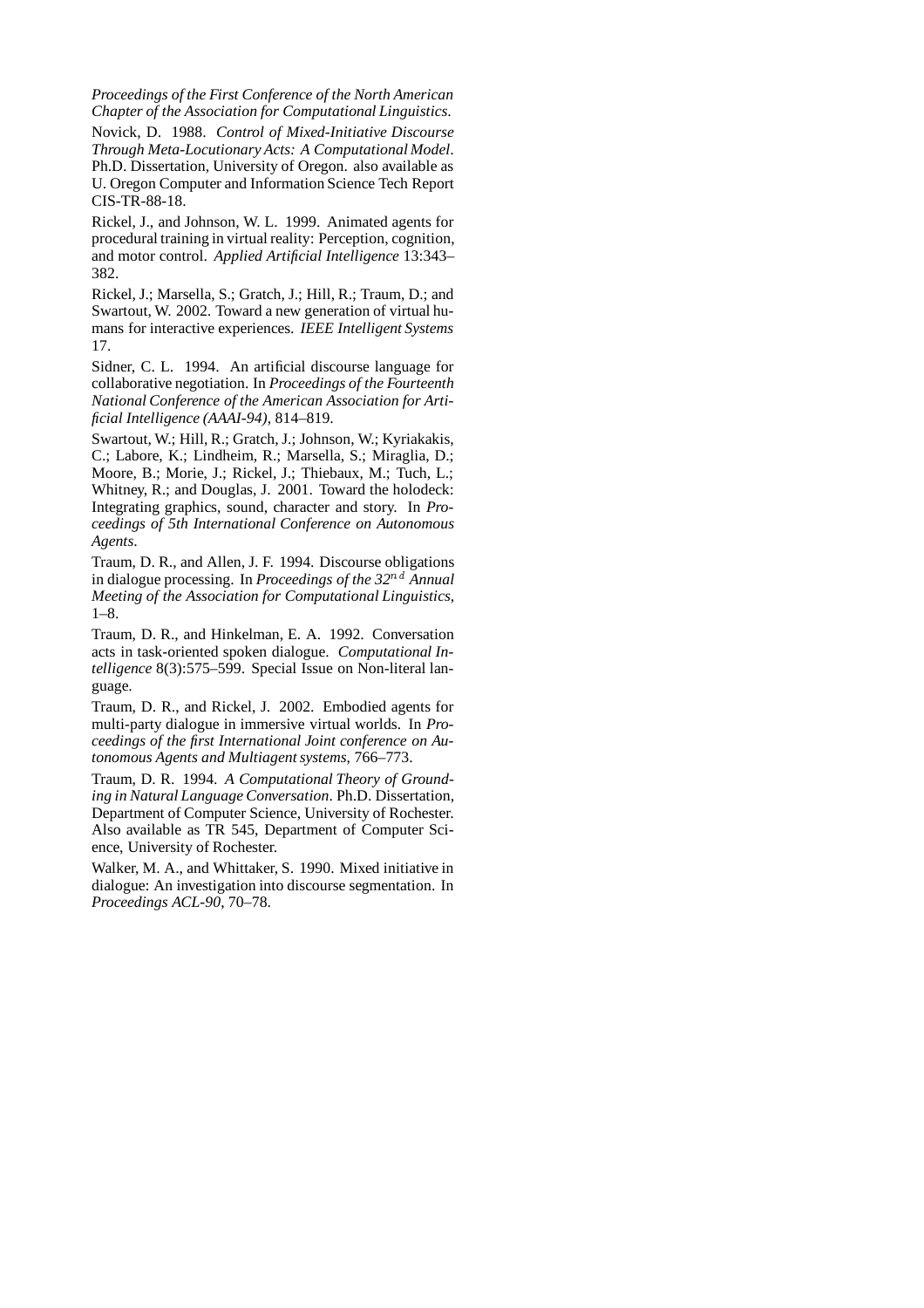*Proceedings of the First Conference of the North American Chapter of the Association for Computational Linguistics*.

Novick, D. 1988. *Control of Mixed-Initiative Discourse Through Meta-Locutionary Acts: A Computational Model*. Ph.D. Dissertation, University of Oregon. also available as U. Oregon Computer and Information Science Tech Report CIS-TR-88-18.

Rickel, J., and Johnson, W. L. 1999. Animated agents for procedural training in virtual reality: Perception, cognition, and motor control. *Applied Artificial Intelligence* 13:343–382.

Rickel, J.; Marsella, S.; Gratch, J.; Hill, R.; Traum, D.; and Swartout, W. 2002. Toward a new generation of virtual humans for interactive experiences. *IEEE Intelligent Systems* 17.

Sidner, C. L. 1994. An artificial discourse language for collaborative negotiation. In *Proceedings of the Fourteenth National Conference of the American Association for Artificial Intelligence (AAAI-94)*, 814–819.

Swartout, W.; Hill, R.; Gratch, J.; Johnson, W.; Kyriakakis, C.; Labore, K.; Lindheim, R.; Marsella, S.; Miraglia, D.; Moore, B.; Morie, J.; Rickel, J.; Thiebaux, M.; Tuch, L.; Whitney, R.; and Douglas, J. 2001. Toward the holodeck: Integrating graphics, sound, character and story. In *Proceedings of 5th International Conference on Autonomous Agents*.

Traum, D. R., and Allen, J. F. 1994. Discourse obligations in dialogue processing. In *Proceedings of the 32$^{nd}$ Annual Meeting of the Association for Computational Linguistics*, 1–8.

Traum, D. R., and Hinkelman, E. A. 1992. Conversation acts in task-oriented spoken dialogue. *Computational Intelligence* 8(3):575–599. Special Issue on Non-literal language.

Traum, D. R., and Rickel, J. 2002. Embodied agents for multi-party dialogue in immersive virtual worlds. In *Proceedings of the first International Joint conference on Autonomous Agents and Multiagent systems*, 766–773.

Traum, D. R. 1994. *A Computational Theory of Grounding in Natural Language Conversation*. Ph.D. Dissertation, Department of Computer Science, University of Rochester. Also available as TR 545, Department of Computer Science, University of Rochester.

Walker, M. A., and Whittaker, S. 1990. Mixed initiative in dialogue: An investigation into discourse segmentation. In *Proceedings ACL-90*, 70–78.